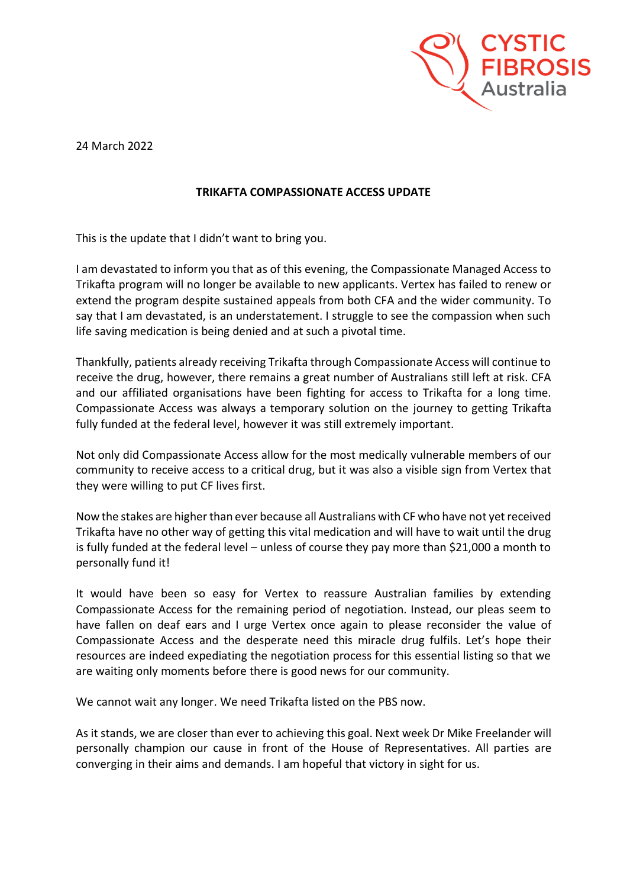24 March 2022

**TRIKAFTA COMPASSIONATE ACCESS UPDATE**

This is the update that I didn't want to bring you.

I am devastated to inform you that as of this evening, the Compassionate Managed Access to Trikafta program will no longer be available to new applicants. Vertex has failed to renew or extend the program despite sustained appeals from both CFA and the wider community. To say that I am devastated, is an understatement. I struggle to see the compassion when such life saving medication is being denied and at such a pivotal time.

Thankfully, patients already receiving Trikafta through Compassionate Access will continue to receive the drug, however, there remains a great number of Australians still left at risk. CFA and our affiliated organisations have been fighting for access to Trikafta for a long time. Compassionate Access was always a temporary solution on the journey to getting Trikafta fully funded at the federal level, however it was still extremely important.

Not only did Compassionate Access allow for the most medically vulnerable members of our community to receive access to a critical drug, but it was also a visible sign from Vertex that they were willing to put CF lives first.

Now the stakes are higher than ever because all Australians with CF who have not yet received Trikafta have no other way of getting this vital medication and will have to wait until the drug is fully funded at the federal level – unless of course they pay more than $21,000 a month to personally fund it!

It would have been so easy for Vertex to reassure Australian families by extending Compassionate Access for the remaining period of negotiation. Instead, our pleas seem to have fallen on deaf ears and I urge Vertex once again to please reconsider the value of Compassionate Access and the desperate need this miracle drug fulfils. Let's hope their resources are indeed expediating the negotiation process for this essential listing so that we are waiting only moments before there is good news for our community.

We cannot wait any longer. We need Trikafta listed on the PBS now.

As it stands, we are closer than ever to achieving this goal. Next week Dr Mike Freelander will personally champion our cause in front of the House of Representatives. All parties are converging in their aims and demands. I am hopeful that victory in sight for us.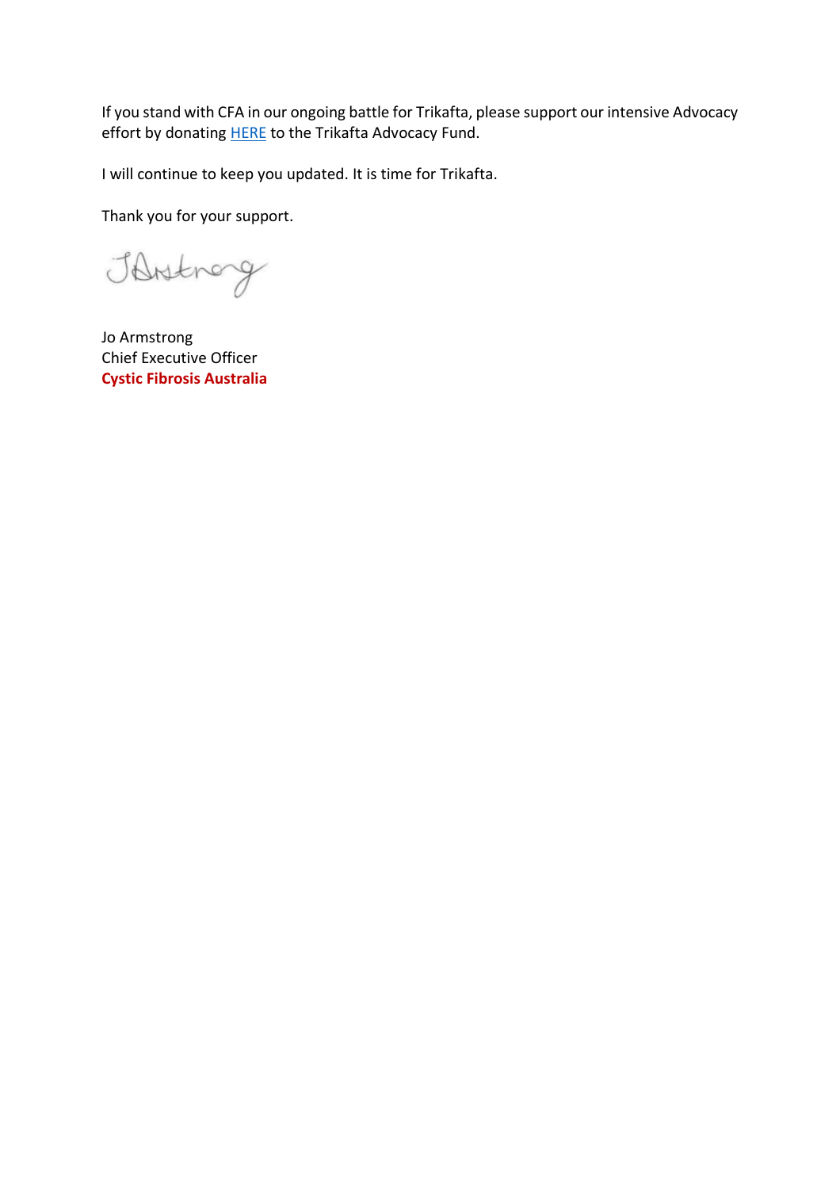If you stand with CFA in our ongoing battle for Trikafta, please support our intensive Advocacy effort by donating HERE to the Trikafta Advocacy Fund.

I will continue to keep you updated. It is time for Trikafta.

Thank you for your support.

Jo Armstrong
Chief Executive Officer
**Cystic Fibrosis Australia**